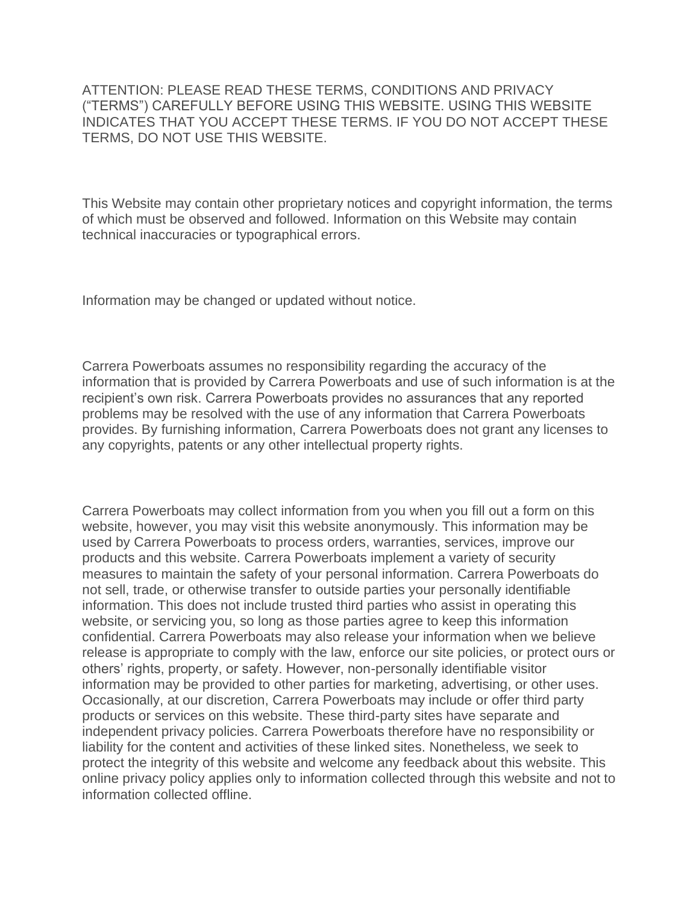ATTENTION: PLEASE READ THESE TERMS, CONDITIONS AND PRIVACY ("TERMS") CAREFULLY BEFORE USING THIS WEBSITE. USING THIS WEBSITE INDICATES THAT YOU ACCEPT THESE TERMS. IF YOU DO NOT ACCEPT THESE TERMS, DO NOT USE THIS WEBSITE.

This Website may contain other proprietary notices and copyright information, the terms of which must be observed and followed. Information on this Website may contain technical inaccuracies or typographical errors.

Information may be changed or updated without notice.

Carrera Powerboats assumes no responsibility regarding the accuracy of the information that is provided by Carrera Powerboats and use of such information is at the recipient's own risk. Carrera Powerboats provides no assurances that any reported problems may be resolved with the use of any information that Carrera Powerboats provides. By furnishing information, Carrera Powerboats does not grant any licenses to any copyrights, patents or any other intellectual property rights.

Carrera Powerboats may collect information from you when you fill out a form on this website, however, you may visit this website anonymously. This information may be used by Carrera Powerboats to process orders, warranties, services, improve our products and this website. Carrera Powerboats implement a variety of security measures to maintain the safety of your personal information. Carrera Powerboats do not sell, trade, or otherwise transfer to outside parties your personally identifiable information. This does not include trusted third parties who assist in operating this website, or servicing you, so long as those parties agree to keep this information confidential. Carrera Powerboats may also release your information when we believe release is appropriate to comply with the law, enforce our site policies, or protect ours or others' rights, property, or safety. However, non-personally identifiable visitor information may be provided to other parties for marketing, advertising, or other uses. Occasionally, at our discretion, Carrera Powerboats may include or offer third party products or services on this website. These third-party sites have separate and independent privacy policies. Carrera Powerboats therefore have no responsibility or liability for the content and activities of these linked sites. Nonetheless, we seek to protect the integrity of this website and welcome any feedback about this website. This online privacy policy applies only to information collected through this website and not to information collected offline.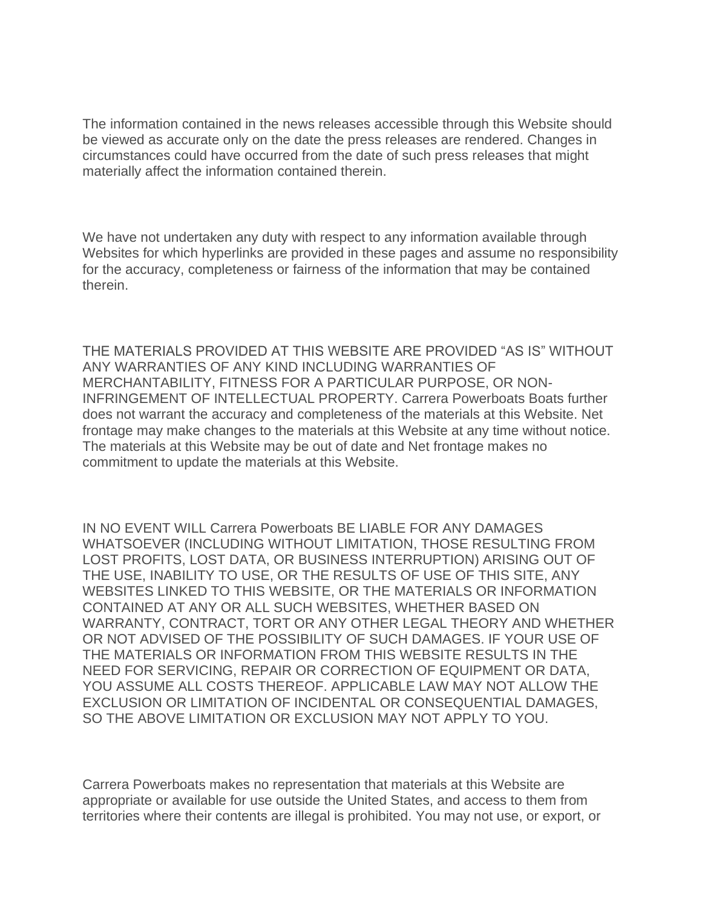The information contained in the news releases accessible through this Website should be viewed as accurate only on the date the press releases are rendered. Changes in circumstances could have occurred from the date of such press releases that might materially affect the information contained therein.

We have not undertaken any duty with respect to any information available through Websites for which hyperlinks are provided in these pages and assume no responsibility for the accuracy, completeness or fairness of the information that may be contained therein.

THE MATERIALS PROVIDED AT THIS WEBSITE ARE PROVIDED "AS IS" WITHOUT ANY WARRANTIES OF ANY KIND INCLUDING WARRANTIES OF MERCHANTABILITY, FITNESS FOR A PARTICULAR PURPOSE, OR NON-INFRINGEMENT OF INTELLECTUAL PROPERTY. Carrera Powerboats Boats further does not warrant the accuracy and completeness of the materials at this Website. Net frontage may make changes to the materials at this Website at any time without notice. The materials at this Website may be out of date and Net frontage makes no commitment to update the materials at this Website.

IN NO EVENT WILL Carrera Powerboats BE LIABLE FOR ANY DAMAGES WHATSOEVER (INCLUDING WITHOUT LIMITATION, THOSE RESULTING FROM LOST PROFITS, LOST DATA, OR BUSINESS INTERRUPTION) ARISING OUT OF THE USE, INABILITY TO USE, OR THE RESULTS OF USE OF THIS SITE, ANY WEBSITES LINKED TO THIS WEBSITE, OR THE MATERIALS OR INFORMATION CONTAINED AT ANY OR ALL SUCH WEBSITES, WHETHER BASED ON WARRANTY, CONTRACT, TORT OR ANY OTHER LEGAL THEORY AND WHETHER OR NOT ADVISED OF THE POSSIBILITY OF SUCH DAMAGES. IF YOUR USE OF THE MATERIALS OR INFORMATION FROM THIS WEBSITE RESULTS IN THE NEED FOR SERVICING, REPAIR OR CORRECTION OF EQUIPMENT OR DATA, YOU ASSUME ALL COSTS THEREOF. APPLICABLE LAW MAY NOT ALLOW THE EXCLUSION OR LIMITATION OF INCIDENTAL OR CONSEQUENTIAL DAMAGES, SO THE ABOVE LIMITATION OR EXCLUSION MAY NOT APPLY TO YOU.

Carrera Powerboats makes no representation that materials at this Website are appropriate or available for use outside the United States, and access to them from territories where their contents are illegal is prohibited. You may not use, or export, or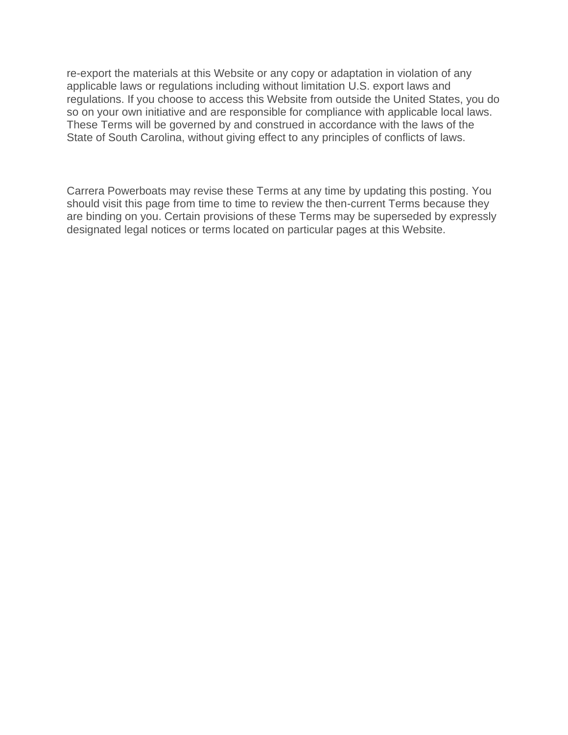re-export the materials at this Website or any copy or adaptation in violation of any applicable laws or regulations including without limitation U.S. export laws and regulations. If you choose to access this Website from outside the United States, you do so on your own initiative and are responsible for compliance with applicable local laws. These Terms will be governed by and construed in accordance with the laws of the State of South Carolina, without giving effect to any principles of conflicts of laws.

Carrera Powerboats may revise these Terms at any time by updating this posting. You should visit this page from time to time to review the then-current Terms because they are binding on you. Certain provisions of these Terms may be superseded by expressly designated legal notices or terms located on particular pages at this Website.